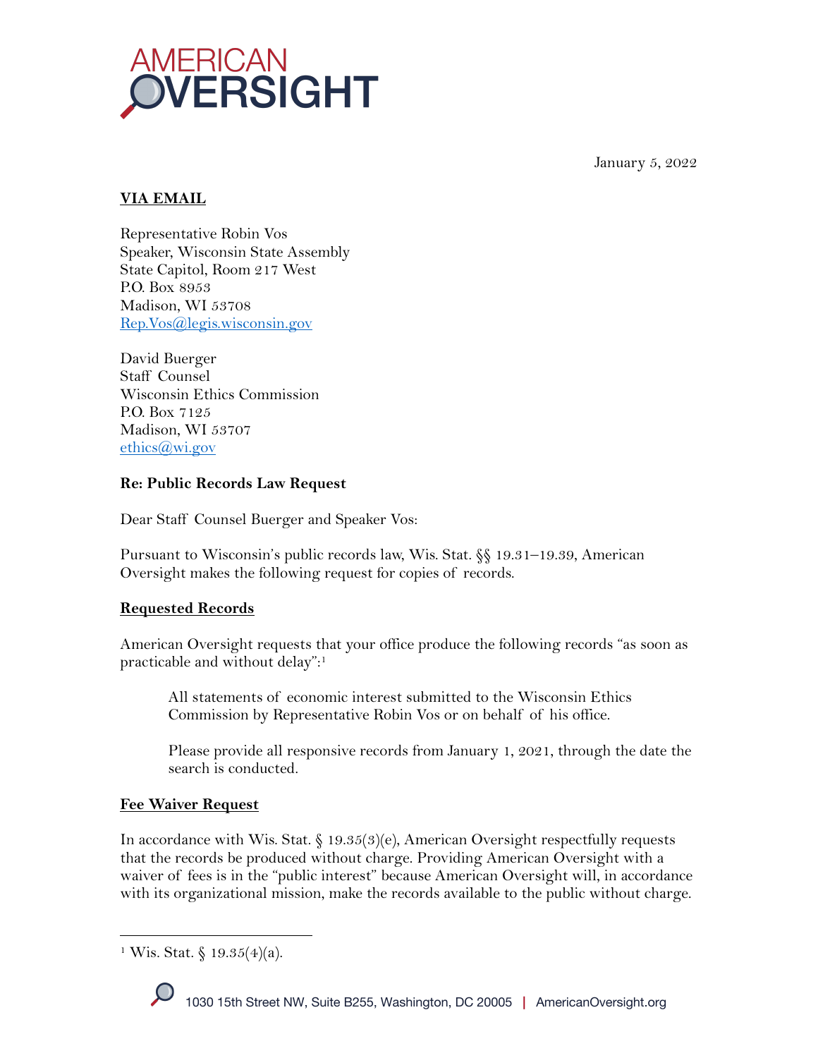AMERICAN OVERSIGHT

January 5, 2022

**VIA EMAIL**

Representative Robin Vos
Speaker, Wisconsin State Assembly
State Capitol, Room 217 West
P.O. Box 8953
Madison, WI 53708
Rep.Vos@legis.wisconsin.gov

David Buerger
Staff Counsel
Wisconsin Ethics Commission
P.O. Box 7125
Madison, WI 53707
ethics@wi.gov

**Re: Public Records Law Request**

Dear Staff Counsel Buerger and Speaker Vos:

Pursuant to Wisconsin's public records law, Wis. Stat. §§ 19.31–19.39, American Oversight makes the following request for copies of records.

**Requested Records**

American Oversight requests that your office produce the following records "as soon as practicable and without delay":[1]

> All statements of economic interest submitted to the Wisconsin Ethics Commission by Representative Robin Vos or on behalf of his office.
>
> Please provide all responsive records from January 1, 2021, through the date the search is conducted.

**Fee Waiver Request**

In accordance with Wis. Stat. § 19.35(3)(e), American Oversight respectfully requests that the records be produced without charge. Providing American Oversight with a waiver of fees is in the "public interest" because American Oversight will, in accordance with its organizational mission, make the records available to the public without charge.

---

[1] Wis. Stat. § 19.35(4)(a).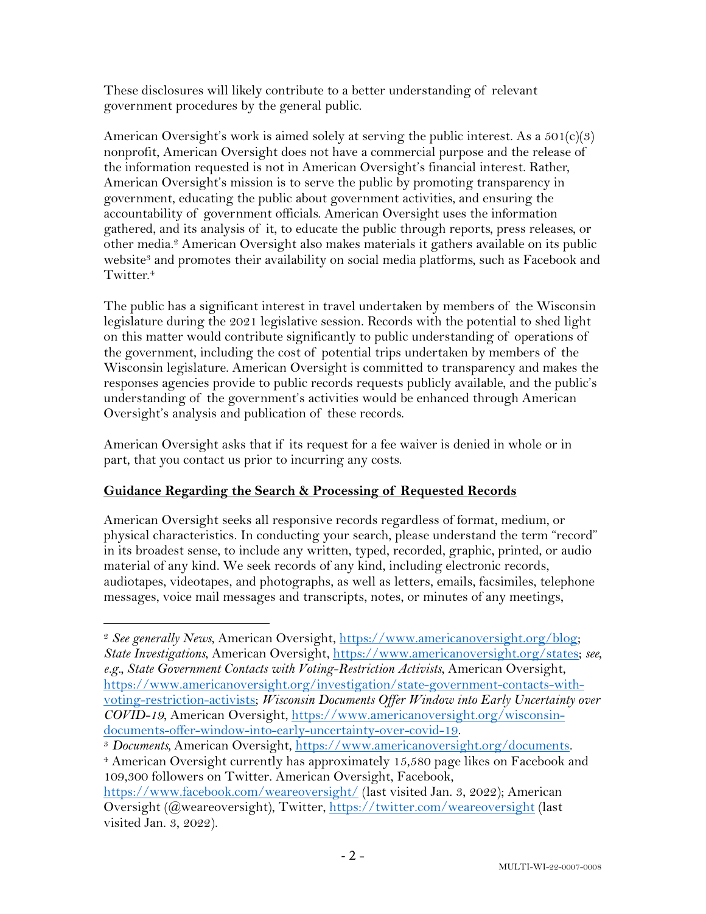These disclosures will likely contribute to a better understanding of relevant government procedures by the general public.

American Oversight's work is aimed solely at serving the public interest. As a 501(c)(3) nonprofit, American Oversight does not have a commercial purpose and the release of the information requested is not in American Oversight's financial interest. Rather, American Oversight's mission is to serve the public by promoting transparency in government, educating the public about government activities, and ensuring the accountability of government officials. American Oversight uses the information gathered, and its analysis of it, to educate the public through reports, press releases, or other media.[2] American Oversight also makes materials it gathers available on its public website[3] and promotes their availability on social media platforms, such as Facebook and Twitter.[4]

The public has a significant interest in travel undertaken by members of the Wisconsin legislature during the 2021 legislative session. Records with the potential to shed light on this matter would contribute significantly to public understanding of operations of the government, including the cost of potential trips undertaken by members of the Wisconsin legislature. American Oversight is committed to transparency and makes the responses agencies provide to public records requests publicly available, and the public's understanding of the government's activities would be enhanced through American Oversight's analysis and publication of these records.

American Oversight asks that if its request for a fee waiver is denied in whole or in part, that you contact us prior to incurring any costs.

**Guidance Regarding the Search & Processing of Requested Records**

American Oversight seeks all responsive records regardless of format, medium, or physical characteristics. In conducting your search, please understand the term "record" in its broadest sense, to include any written, typed, recorded, graphic, printed, or audio material of any kind. We seek records of any kind, including electronic records, audiotapes, videotapes, and photographs, as well as letters, emails, facsimiles, telephone messages, voice mail messages and transcripts, notes, or minutes of any meetings,

---

[2] *See generally News,* American Oversight, https://www.americanoversight.org/blog; *State Investigations*, American Oversight, https://www.americanoversight.org/states; *see, e.g., State Government Contacts with Voting-Restriction Activists*, American Oversight, https://www.americanoversight.org/investigation/state-government-contacts-with-voting-restriction-activists; ***Wisconsin Documents Offer Window into Early Uncertainty over COVID-19***, American Oversight, https://www.americanoversight.org/wisconsin-documents-offer-window-into-early-uncertainty-over-covid-19.

[3] *Documents*, American Oversight, https://www.americanoversight.org/documents.

[4] American Oversight currently has approximately 15,580 page likes on Facebook and 109,300 followers on Twitter. American Oversight, Facebook, https://www.facebook.com/weareoversight/ (last visited Jan. 3, 2022); American Oversight (@weareoversight), Twitter, https://twitter.com/weareoversight (last visited Jan. 3, 2022).

MULTI-WI-22-0007-0008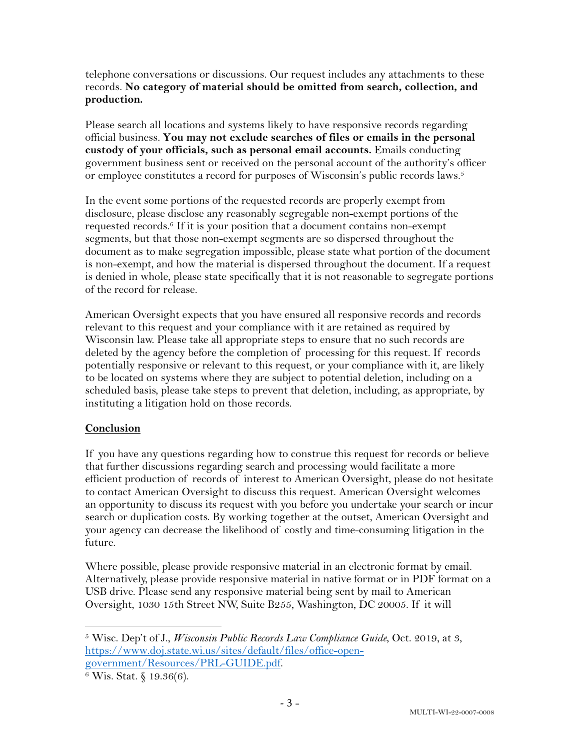telephone conversations or discussions. Our request includes any attachments to these records. **No category of material should be omitted from search, collection, and production.**

Please search all locations and systems likely to have responsive records regarding official business. **You may not exclude searches of files or emails in the personal custody of your officials, such as personal email accounts.** Emails conducting government business sent or received on the personal account of the authority's officer or employee constitutes a record for purposes of Wisconsin's public records laws.[5]

In the event some portions of the requested records are properly exempt from disclosure, please disclose any reasonably segregable non-exempt portions of the requested records.[6] If it is your position that a document contains non-exempt segments, but that those non-exempt segments are so dispersed throughout the document as to make segregation impossible, please state what portion of the document is non-exempt, and how the material is dispersed throughout the document. If a request is denied in whole, please state specifically that it is not reasonable to segregate portions of the record for release.

American Oversight expects that you have ensured all responsive records and records relevant to this request and your compliance with it are retained as required by Wisconsin law. Please take all appropriate steps to ensure that no such records are deleted by the agency before the completion of processing for this request. If records potentially responsive or relevant to this request, or your compliance with it, are likely to be located on systems where they are subject to potential deletion, including on a scheduled basis, please take steps to prevent that deletion, including, as appropriate, by instituting a litigation hold on those records.

## Conclusion

If you have any questions regarding how to construe this request for records or believe that further discussions regarding search and processing would facilitate a more efficient production of records of interest to American Oversight, please do not hesitate to contact American Oversight to discuss this request. American Oversight welcomes an opportunity to discuss its request with you before you undertake your search or incur search or duplication costs. By working together at the outset, American Oversight and your agency can decrease the likelihood of costly and time-consuming litigation in the future.

Where possible, please provide responsive material in an electronic format by email. Alternatively, please provide responsive material in native format or in PDF format on a USB drive. Please send any responsive material being sent by mail to American Oversight, 1030 15th Street NW, Suite B255, Washington, DC 20005. If it will

---

[5] Wisc. Dep't of J., *Wisconsin Public Records Law Compliance Guide*, Oct. 2019, at 3, https://www.doj.state.wi.us/sites/default/files/office-open-government/Resources/PRL-GUIDE.pdf.

[6] Wis. Stat. § 19.36(6).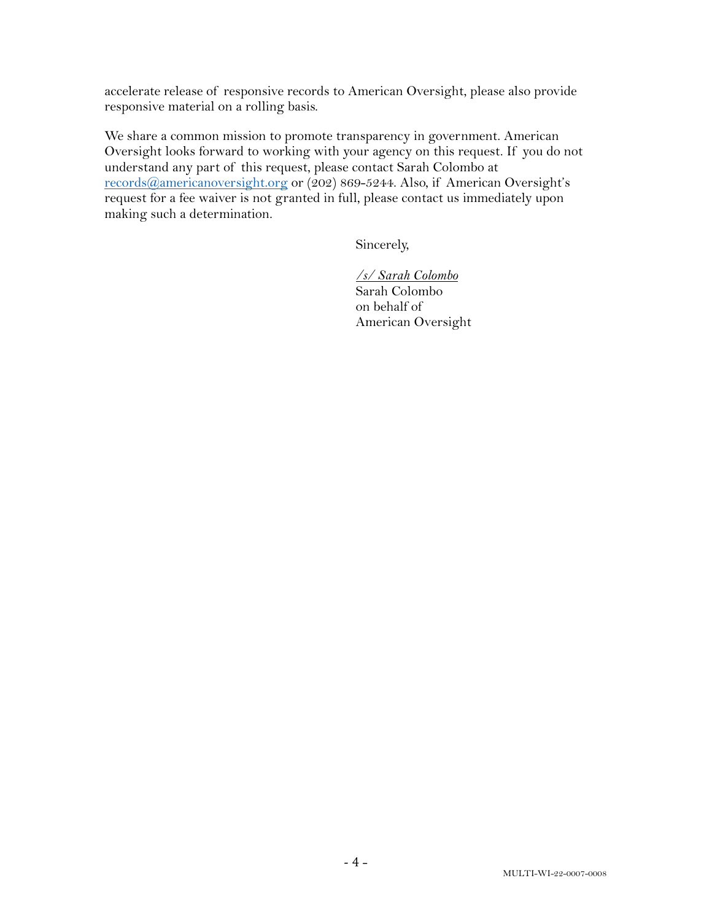accelerate release of responsive records to American Oversight, please also provide responsive material on a rolling basis.

We share a common mission to promote transparency in government. American Oversight looks forward to working with your agency on this request. If you do not understand any part of this request, please contact Sarah Colombo at records@americanoversight.org or (202) 869-5244. Also, if American Oversight's request for a fee waiver is not granted in full, please contact us immediately upon making such a determination.

Sincerely,

*/s/ Sarah Colombo*
Sarah Colombo
on behalf of
American Oversight

MULTI-WI-22-0007-0008